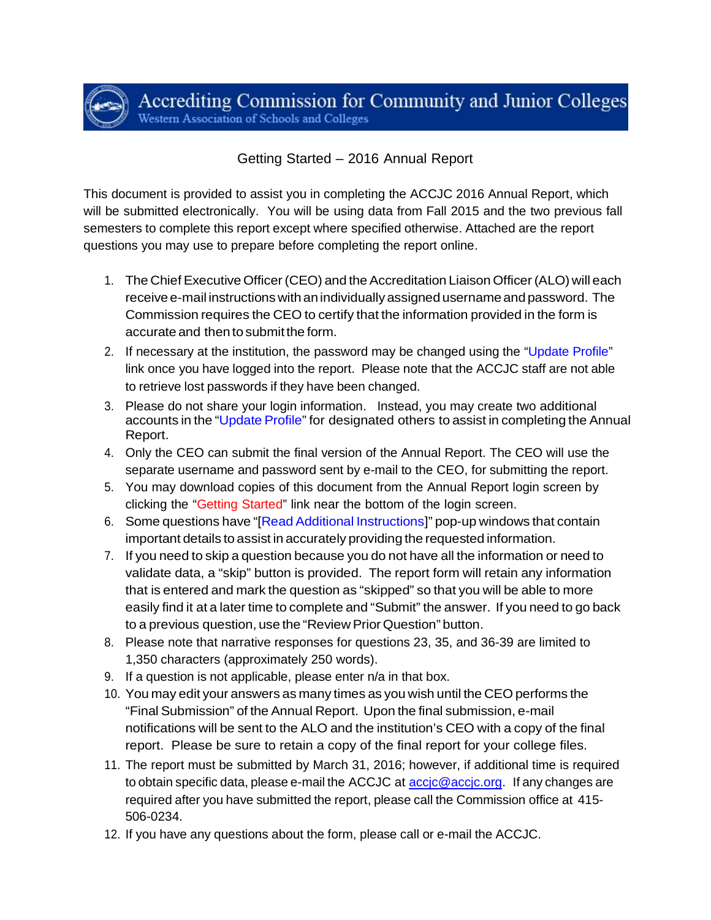# Accrediting Commission for Community and Junior Colleges

Western Association of Schools and Colleges

## Getting Started – 2016 Annual Report

This document is provided to assist you in completing the ACCJC 2016 Annual Report, which will be submitted electronically. You will be using data from Fall 2015 and the two previous fall semesters to complete this report except where specified otherwise. Attached are the report questions you may use to prepare before completing the report online.

1. The Chief Executive Officer (CEO) and the Accreditation Liaison Officer (ALO) will each receive e-mail instructions with an individually assigned username and password. The Commission requires the CEO to certify that the information provided in the form is accurate and then to submit the form.
2. If necessary at the institution, the password may be changed using the "Update Profile" link once you have logged into the report. Please note that the ACCJC staff are not able to retrieve lost passwords if they have been changed.
3. Please do not share your login information. Instead, you may create two additional accounts in the "Update Profile" for designated others to assist in completing the Annual Report.
4. Only the CEO can submit the final version of the Annual Report. The CEO will use the separate username and password sent by e-mail to the CEO, for submitting the report.
5. You may download copies of this document from the Annual Report login screen by clicking the "Getting Started" link near the bottom of the login screen.
6. Some questions have "[Read Additional Instructions]" pop-up windows that contain important details to assist in accurately providing the requested information.
7. If you need to skip a question because you do not have all the information or need to validate data, a "skip" button is provided. The report form will retain any information that is entered and mark the question as "skipped" so that you will be able to more easily find it at a later time to complete and "Submit" the answer. If you need to go back to a previous question, use the "Review Prior Question" button.
8. Please note that narrative responses for questions 23, 35, and 36-39 are limited to 1,350 characters (approximately 250 words).
9. If a question is not applicable, please enter n/a in that box.
10. You may edit your answers as many times as you wish until the CEO performs the "Final Submission" of the Annual Report. Upon the final submission, e-mail notifications will be sent to the ALO and the institution's CEO with a copy of the final report. Please be sure to retain a copy of the final report for your college files.
11. The report must be submitted by March 31, 2016; however, if additional time is required to obtain specific data, please e-mail the ACCJC at accjc@accjc.org. If any changes are required after you have submitted the report, please call the Commission office at 415-506-0234.
12. If you have any questions about the form, please call or e-mail the ACCJC.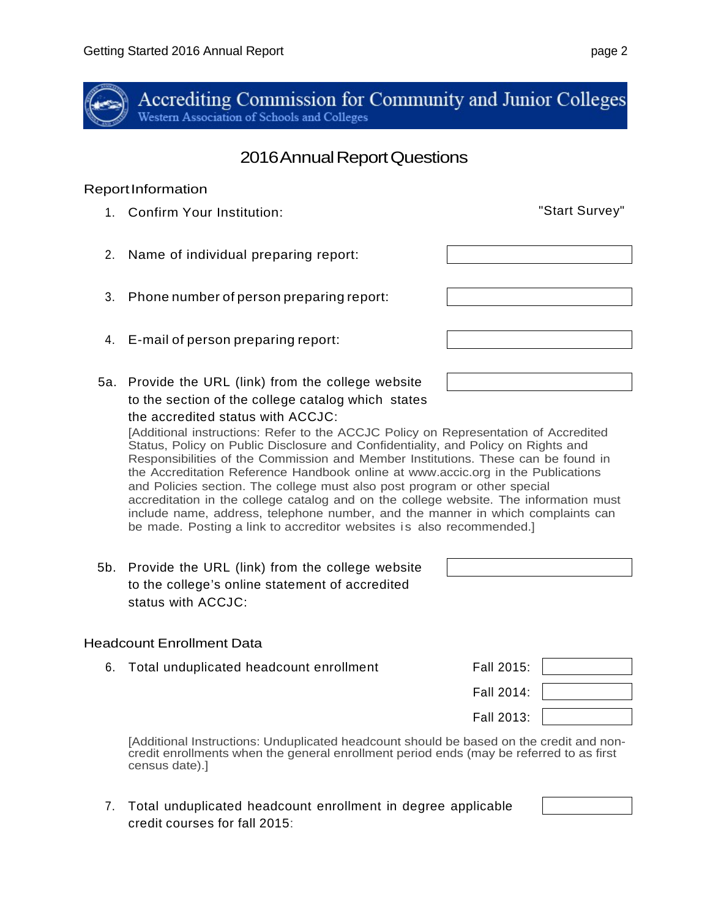# Accrediting Commission for Community and Junior Colleges

Western Association of Schools and Colleges

## 2016 Annual Report Questions

### Report Information

1. Confirm Your Institution: "Start Survey"

2. Name of individual preparing report:

3. Phone number of person preparing report:

4. E-mail of person preparing report:

5a. Provide the URL (link) from the college website to the section of the college catalog which states the accredited status with ACCJC:

[Additional instructions: Refer to the ACCJC Policy on Representation of Accredited Status, Policy on Public Disclosure and Confidentiality, and Policy on Rights and Responsibilities of the Commission and Member Institutions. These can be found in the Accreditation Reference Handbook online at www.accjc.org in the Publications and Policies section. The college must also post program or other special accreditation in the college catalog and on the college website. The information must include name, address, telephone number, and the manner in which complaints can be made. Posting a link to accreditor websites is also recommended.]

5b. Provide the URL (link) from the college website to the college's online statement of accredited status with ACCJC:

### Headcount Enrollment Data

6. Total unduplicated headcount enrollment

   Fall 2015:

   Fall 2014:

   Fall 2013:

[Additional Instructions: Unduplicated headcount should be based on the credit and non-credit enrollments when the general enrollment period ends (may be referred to as first census date).]

7. Total unduplicated headcount enrollment in degree applicable credit courses for fall 2015: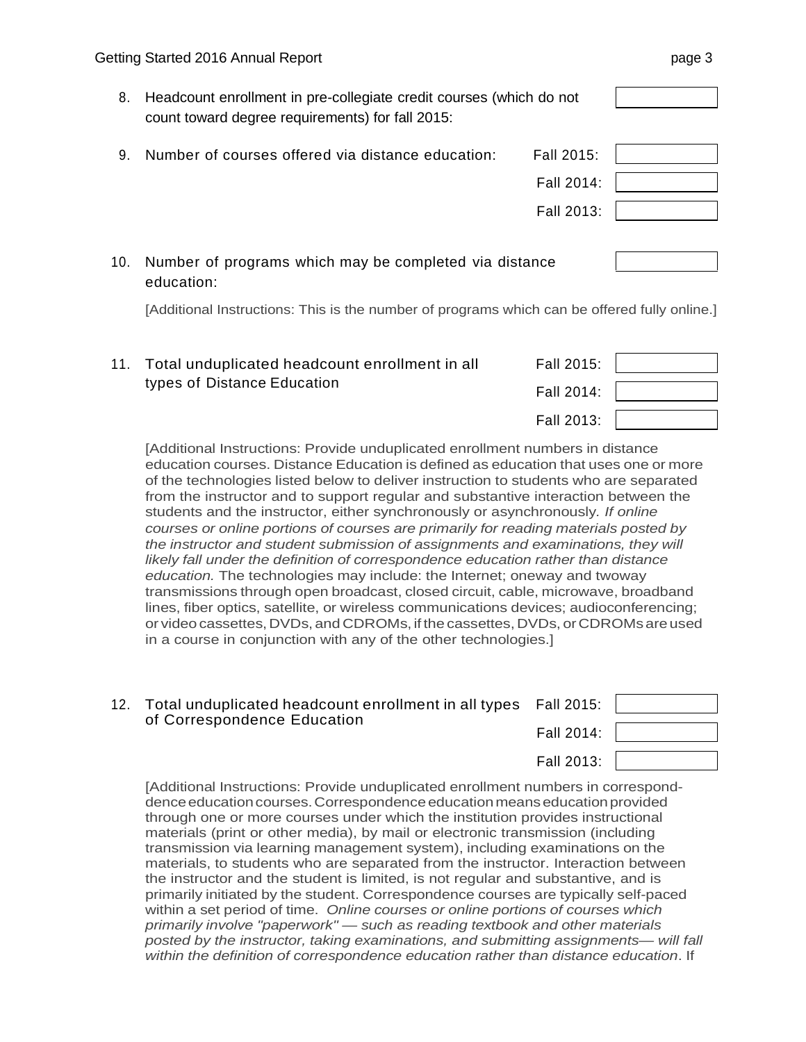8. Headcount enrollment in pre-collegiate credit courses (which do not count toward degree requirements) for fall 2015: ______

9. Number of courses offered via distance education:

   Fall 2015: ______

   Fall 2014: ______

   Fall 2013: ______

10. Number of programs which may be completed via distance education: ______

    [Additional Instructions: This is the number of programs which can be offered fully online.]

11. Total unduplicated headcount enrollment in all types of Distance Education

    Fall 2015: ______

    Fall 2014: ______

    Fall 2013: ______

    [Additional Instructions: Provide unduplicated enrollment numbers in distance education courses. Distance Education is defined as education that uses one or more of the technologies listed below to deliver instruction to students who are separated from the instructor and to support regular and substantive interaction between the students and the instructor, either synchronously or asynchronously. *If online courses or online portions of courses are primarily for reading materials posted by the instructor and student submission of assignments and examinations, they will likely fall under the definition of correspondence education rather than distance education.* The technologies may include: the Internet; oneway and twoway transmissions through open broadcast, closed circuit, cable, microwave, broadband lines, fiber optics, satellite, or wireless communications devices; audioconferencing; or video cassettes, DVDs, and CDROMs, if the cassettes, DVDs, or CDROMs are used in a course in conjunction with any of the other technologies.]

12. Total unduplicated headcount enrollment in all types of Correspondence Education

    Fall 2015: ______

    Fall 2014: ______

    Fall 2013: ______

    [Additional Instructions: Provide unduplicated enrollment numbers in correspond-dence education courses. Correspondence education means education provided through one or more courses under which the institution provides instructional materials (print or other media), by mail or electronic transmission (including transmission via learning management system), including examinations on the materials, to students who are separated from the instructor. Interaction between the instructor and the student is limited, is not regular and substantive, and is primarily initiated by the student. Correspondence courses are typically self-paced within a set period of time. *Online courses or online portions of courses which primarily involve "paperwork" — such as reading textbook and other materials posted by the instructor, taking examinations, and submitting assignments— will fall within the definition of correspondence education rather than distance education*. If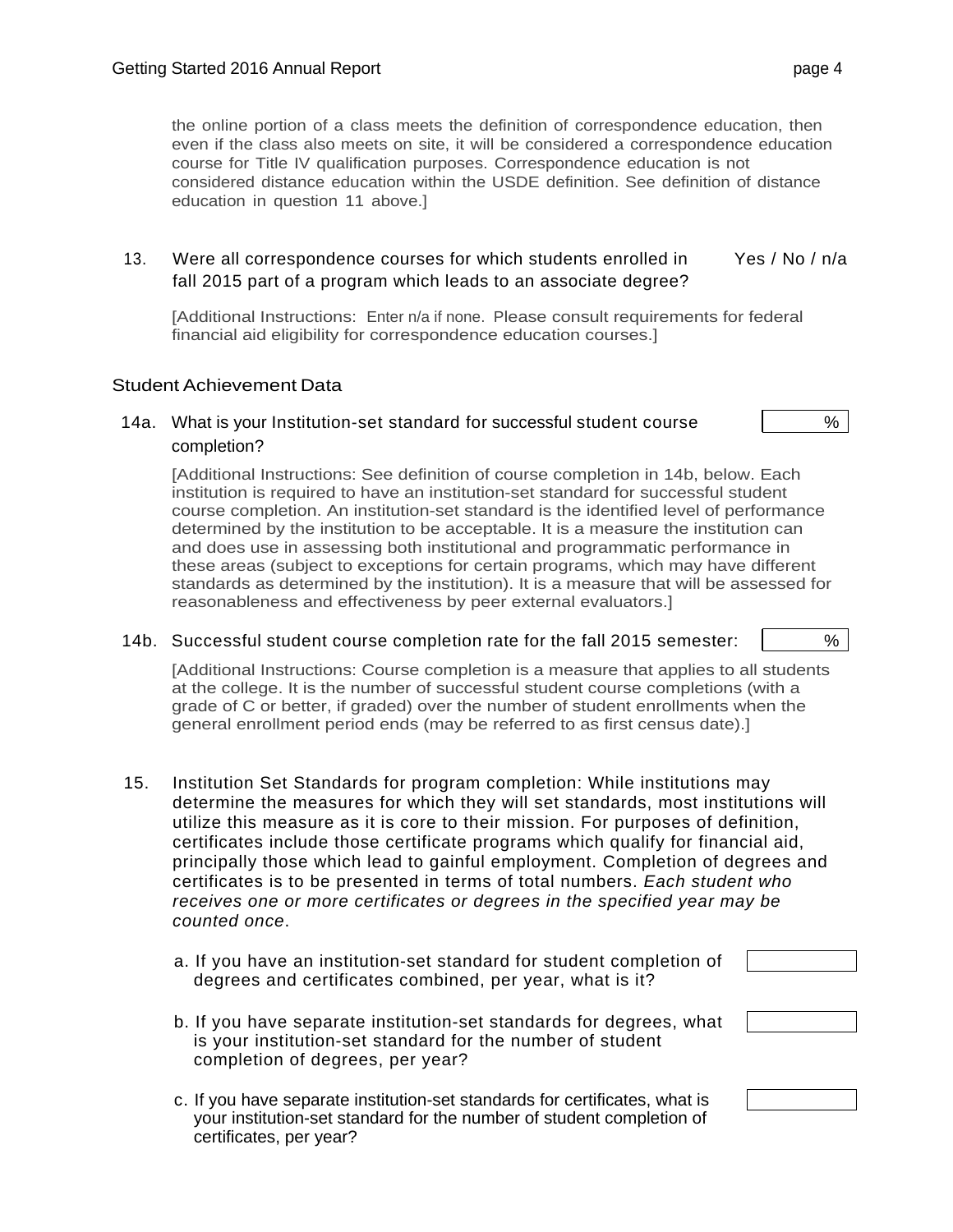the online portion of a class meets the definition of correspondence education, then even if the class also meets on site, it will be considered a correspondence education course for Title IV qualification purposes. Correspondence education is not considered distance education within the USDE definition. See definition of distance education in question 11 above.]

13. Were all correspondence courses for which students enrolled in fall 2015 part of a program which leads to an associate degree? Yes / No / n/a

[Additional Instructions: Enter n/a if none. Please consult requirements for federal financial aid eligibility for correspondence education courses.]

## Student Achievement Data

14a. What is your Institution-set standard for successful student course completion? ____ %

[Additional Instructions: See definition of course completion in 14b, below. Each institution is required to have an institution-set standard for successful student course completion. An institution-set standard is the identified level of performance determined by the institution to be acceptable. It is a measure the institution can and does use in assessing both institutional and programmatic performance in these areas (subject to exceptions for certain programs, which may have different standards as determined by the institution). It is a measure that will be assessed for reasonableness and effectiveness by peer external evaluators.]

14b. Successful student course completion rate for the fall 2015 semester: ____ %

[Additional Instructions: Course completion is a measure that applies to all students at the college. It is the number of successful student course completions (with a grade of C or better, if graded) over the number of student enrollments when the general enrollment period ends (may be referred to as first census date).]

15. Institution Set Standards for program completion: While institutions may determine the measures for which they will set standards, most institutions will utilize this measure as it is core to their mission. For purposes of definition, certificates include those certificate programs which qualify for financial aid, principally those which lead to gainful employment. Completion of degrees and certificates is to be presented in terms of total numbers. *Each student who receives one or more certificates or degrees in the specified year may be counted once.*

a. If you have an institution-set standard for student completion of degrees and certificates combined, per year, what is it? ____

b. If you have separate institution-set standards for degrees, what is your institution-set standard for the number of student completion of degrees, per year? ____

c. If you have separate institution-set standards for certificates, what is your institution-set standard for the number of student completion of certificates, per year? ____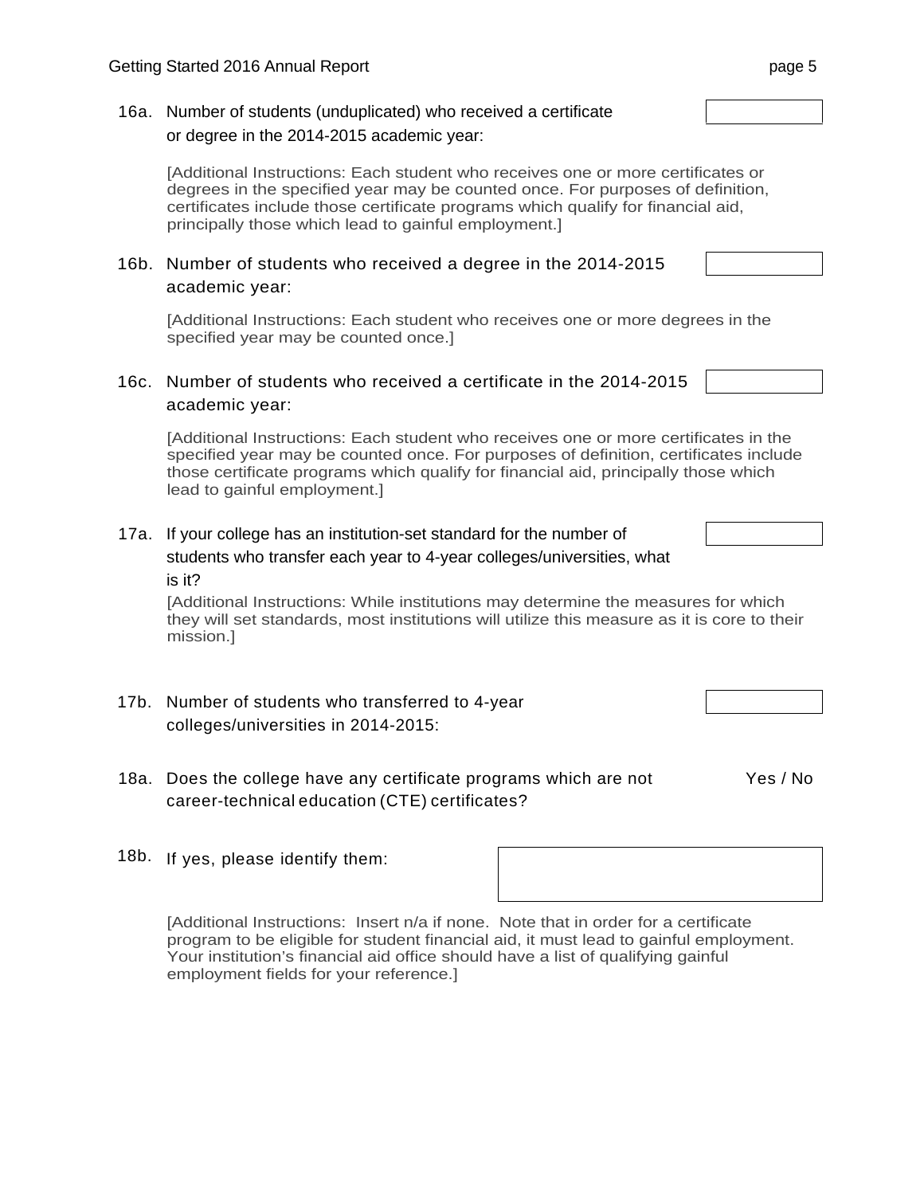16a. Number of students (unduplicated) who received a certificate or degree in the 2014-2015 academic year:

[Additional Instructions: Each student who receives one or more certificates or degrees in the specified year may be counted once. For purposes of definition, certificates include those certificate programs which qualify for financial aid, principally those which lead to gainful employment.]

16b. Number of students who received a degree in the 2014-2015 academic year:

[Additional Instructions: Each student who receives one or more degrees in the specified year may be counted once.]

16c. Number of students who received a certificate in the 2014-2015 academic year:

[Additional Instructions: Each student who receives one or more certificates in the specified year may be counted once. For purposes of definition, certificates include those certificate programs which qualify for financial aid, principally those which lead to gainful employment.]

17a. If your college has an institution-set standard for the number of students who transfer each year to 4-year colleges/universities, what is it?

[Additional Instructions: While institutions may determine the measures for which they will set standards, most institutions will utilize this measure as it is core to their mission.]

17b. Number of students who transferred to 4-year colleges/universities in 2014-2015:

18a. Does the college have any certificate programs which are not career-technical education (CTE) certificates? Yes / No

18b. If yes, please identify them:

[Additional Instructions: Insert n/a if none. Note that in order for a certificate program to be eligible for student financial aid, it must lead to gainful employment. Your institution's financial aid office should have a list of qualifying gainful employment fields for your reference.]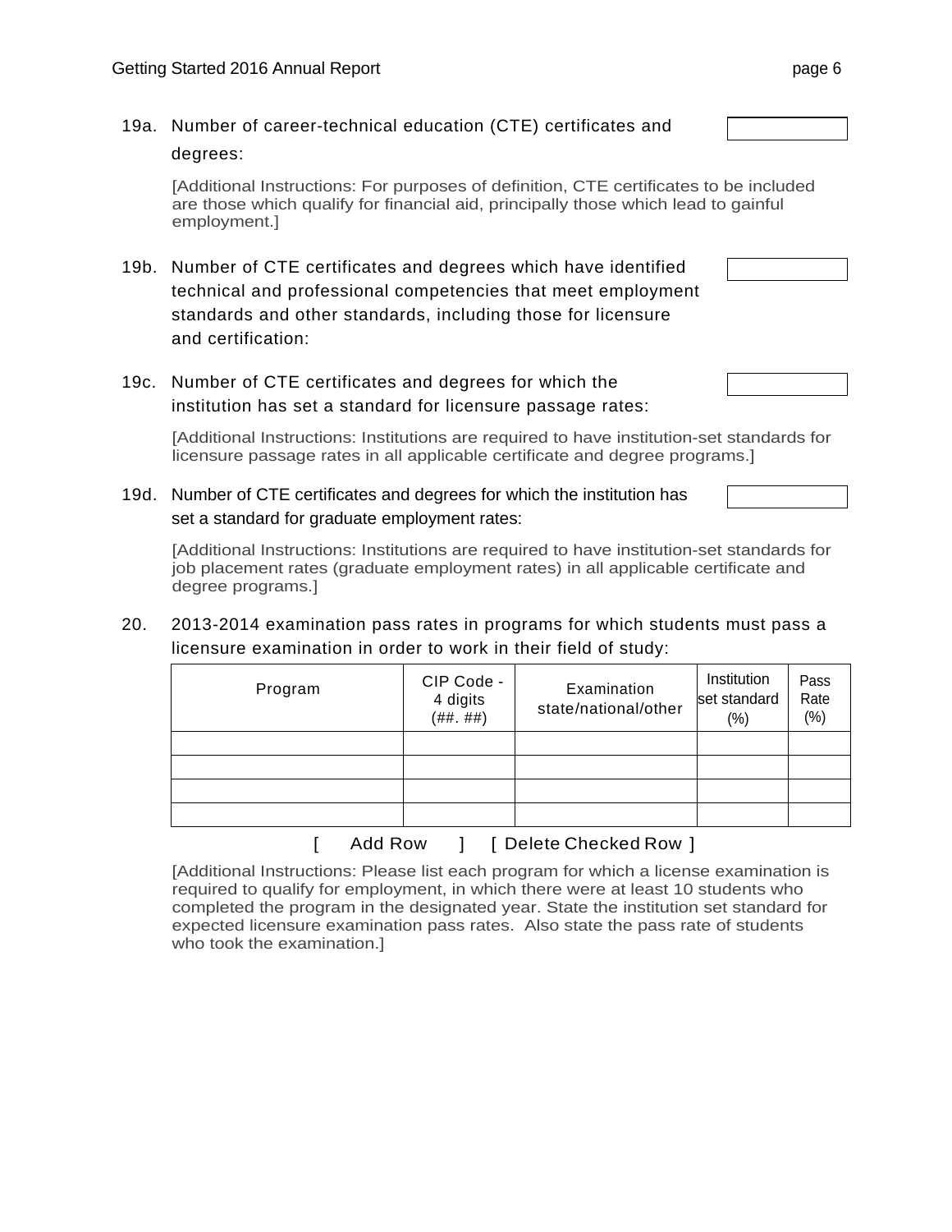19a. Number of career-technical education (CTE) certificates and degrees:

[Additional Instructions: For purposes of definition, CTE certificates to be included are those which qualify for financial aid, principally those which lead to gainful employment.]

19b. Number of CTE certificates and degrees which have identified technical and professional competencies that meet employment standards and other standards, including those for licensure and certification:

19c. Number of CTE certificates and degrees for which the institution has set a standard for licensure passage rates:

[Additional Instructions: Institutions are required to have institution-set standards for licensure passage rates in all applicable certificate and degree programs.]

19d. Number of CTE certificates and degrees for which the institution has set a standard for graduate employment rates:

[Additional Instructions: Institutions are required to have institution-set standards for job placement rates (graduate employment rates) in all applicable certificate and degree programs.]

20. 2013-2014 examination pass rates in programs for which students must pass a licensure examination in order to work in their field of study:

| Program | CIP Code - 4 digits (##. ##) | Examination state/national/other | Institution set standard (%) | Pass Rate (%) |
|---|---|---|---|---|
| | | | | |
| | | | | |
| | | | | |
| | | | | |

[ Add Row ] [ Delete Checked Row ]

[Additional Instructions: Please list each program for which a license examination is required to qualify for employment, in which there were at least 10 students who completed the program in the designated year. State the institution set standard for expected licensure examination pass rates. Also state the pass rate of students who took the examination.]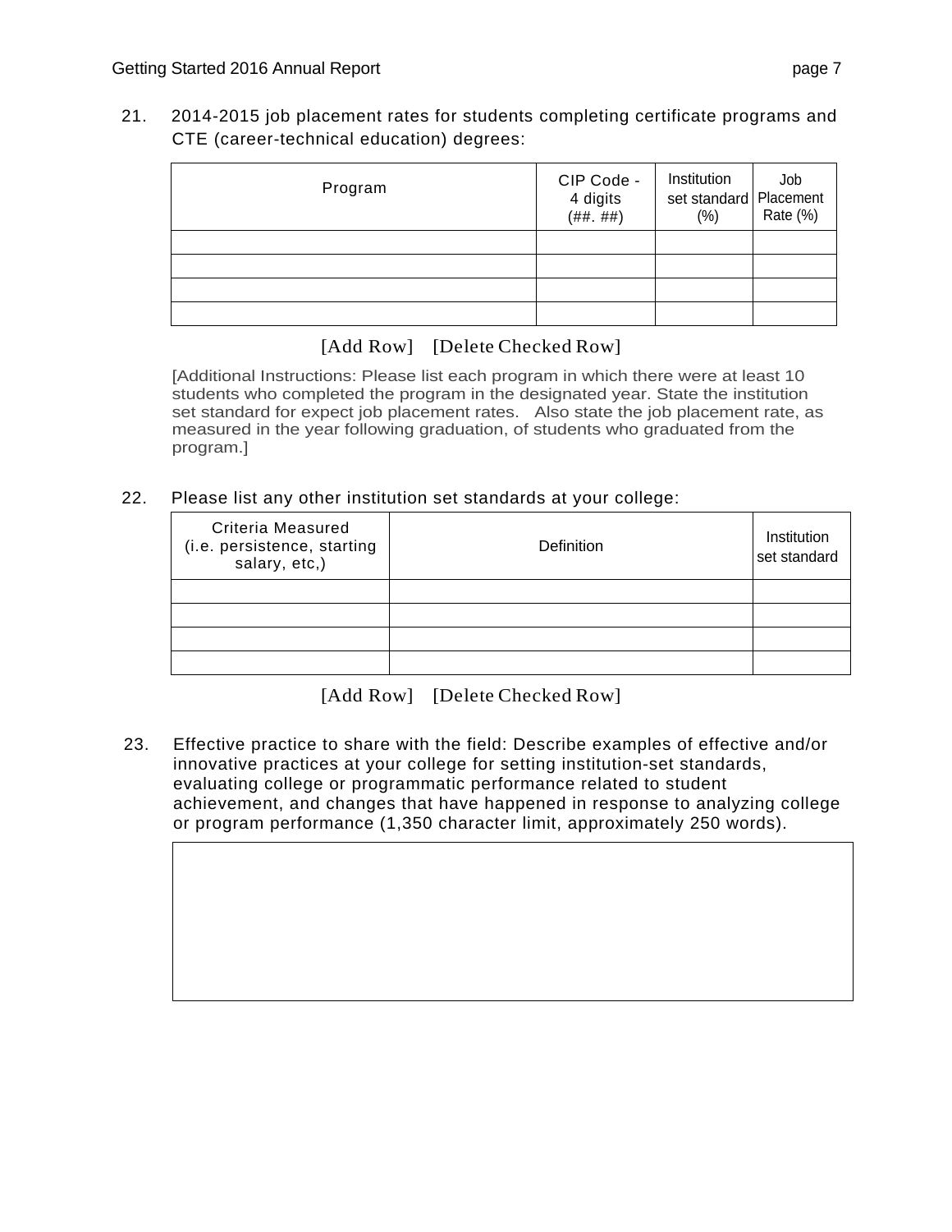21. 2014-2015 job placement rates for students completing certificate programs and CTE (career-technical education) degrees:

| Program | CIP Code - 4 digits (##. ##) | Institution set standard (%) | Job Placement Rate (%) |
|---|---|---|---|
| | | | |
| | | | |
| | | | |
| | | | |

[Add Row] [Delete Checked Row]

[Additional Instructions: Please list each program in which there were at least 10 students who completed the program in the designated year. State the institution set standard for expect job placement rates. Also state the job placement rate, as measured in the year following graduation, of students who graduated from the program.]

22. Please list any other institution set standards at your college:

| Criteria Measured (i.e. persistence, starting salary, etc,) | Definition | Institution set standard |
|---|---|---|
| | | |
| | | |
| | | |
| | | |

[Add Row] [Delete Checked Row]

23. Effective practice to share with the field: Describe examples of effective and/or innovative practices at your college for setting institution-set standards, evaluating college or programmatic performance related to student achievement, and changes that have happened in response to analyzing college or program performance (1,350 character limit, approximately 250 words).

| |
|---|
| |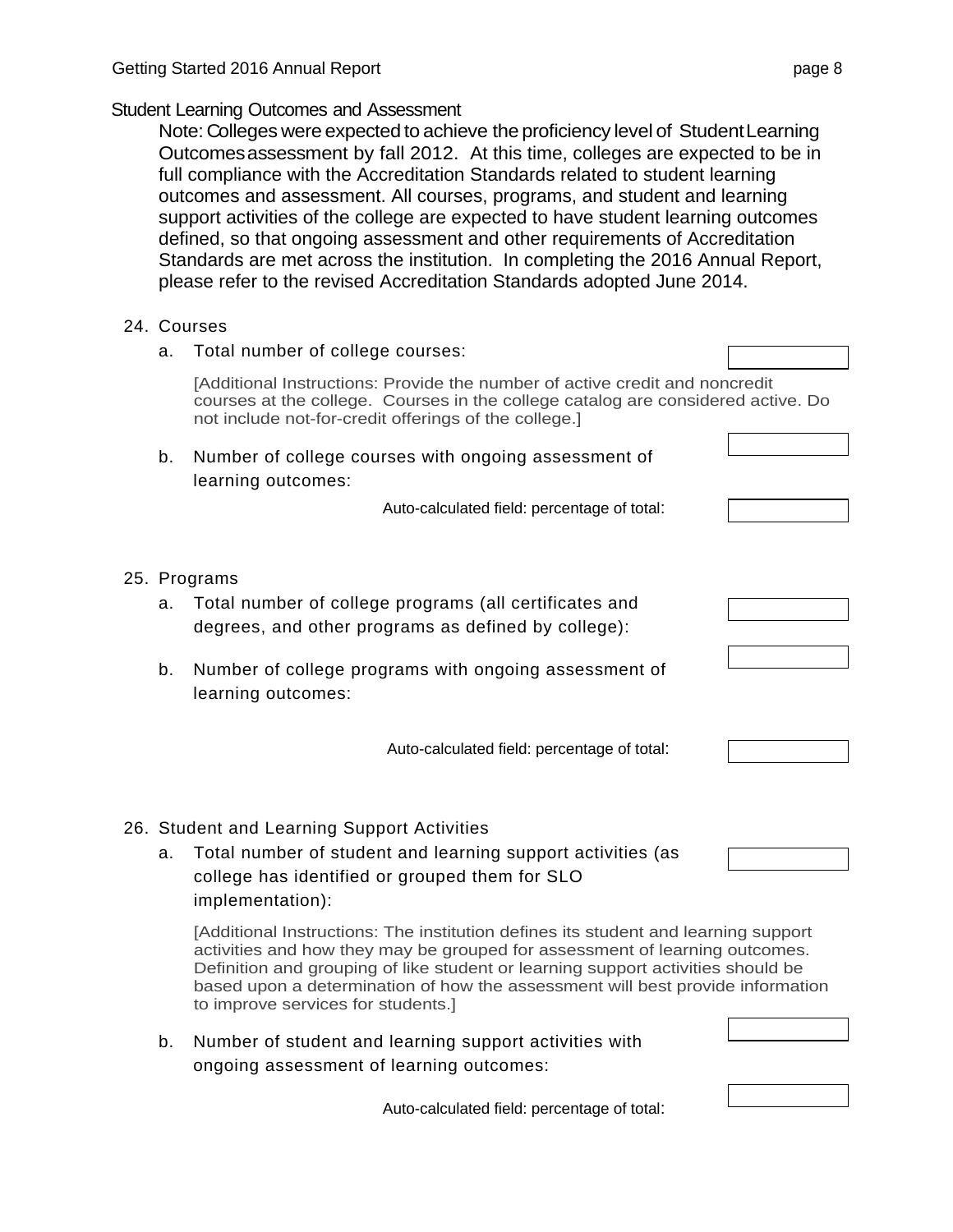## Student Learning Outcomes and Assessment

Note: Colleges were expected to achieve the proficiency level of Student Learning Outcomes assessment by fall 2012. At this time, colleges are expected to be in full compliance with the Accreditation Standards related to student learning outcomes and assessment. All courses, programs, and student and learning support activities of the college are expected to have student learning outcomes defined, so that ongoing assessment and other requirements of Accreditation Standards are met across the institution. In completing the 2016 Annual Report, please refer to the revised Accreditation Standards adopted June 2014.

24. Courses

    a. Total number of college courses:

    [Additional Instructions: Provide the number of active credit and noncredit courses at the college. Courses in the college catalog are considered active. Do not include not-for-credit offerings of the college.]

    b. Number of college courses with ongoing assessment of learning outcomes:

    Auto-calculated field: percentage of total:

25. Programs

    a. Total number of college programs (all certificates and degrees, and other programs as defined by college):

    b. Number of college programs with ongoing assessment of learning outcomes:

    Auto-calculated field: percentage of total:

26. Student and Learning Support Activities

    a. Total number of student and learning support activities (as college has identified or grouped them for SLO implementation):

    [Additional Instructions: The institution defines its student and learning support activities and how they may be grouped for assessment of learning outcomes. Definition and grouping of like student or learning support activities should be based upon a determination of how the assessment will best provide information to improve services for students.]

    b. Number of student and learning support activities with ongoing assessment of learning outcomes:

    Auto-calculated field: percentage of total: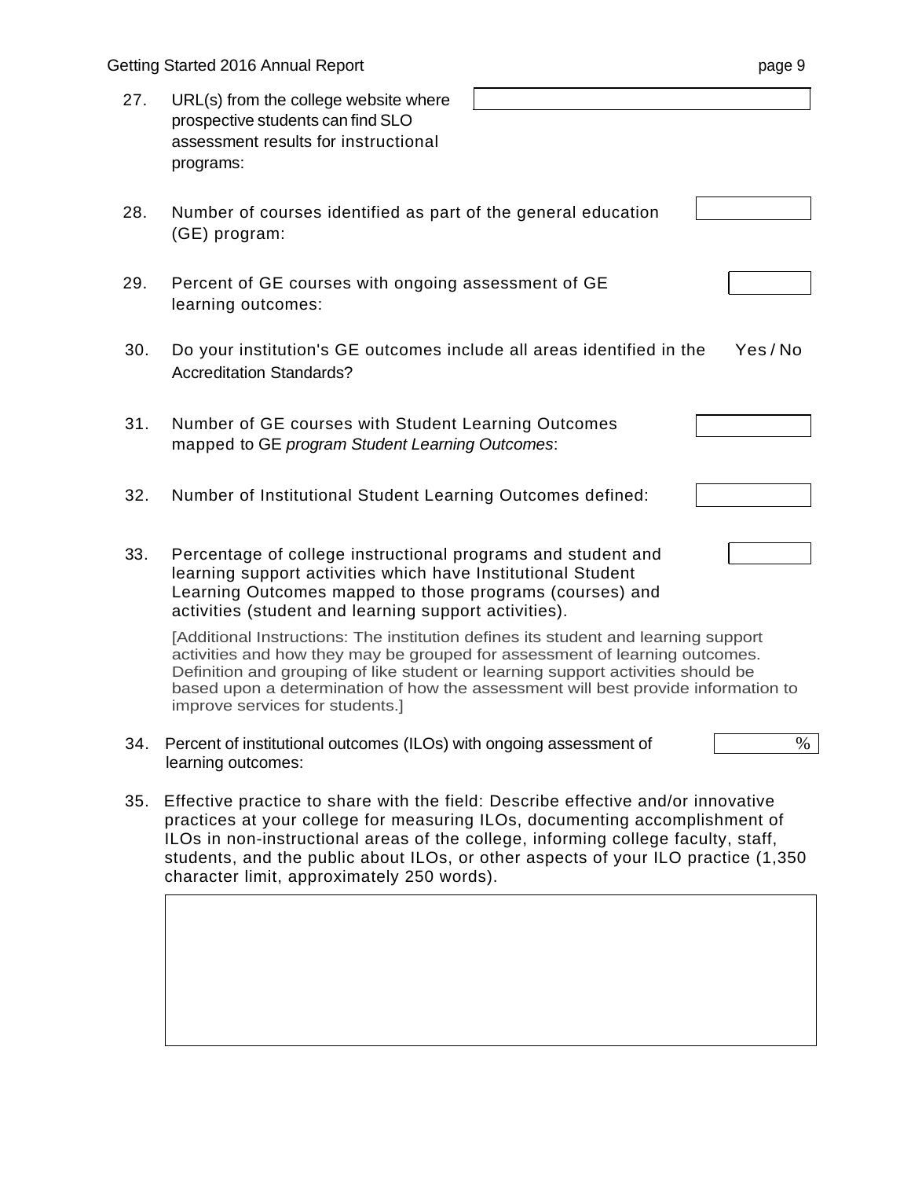27. URL(s) from the college website where prospective students can find SLO assessment results for instructional programs:

28. Number of courses identified as part of the general education (GE) program:

29. Percent of GE courses with ongoing assessment of GE learning outcomes:

30. Do your institution's GE outcomes include all areas identified in the Accreditation Standards? Yes / No

31. Number of GE courses with Student Learning Outcomes mapped to GE *program Student Learning Outcomes*:

32. Number of Institutional Student Learning Outcomes defined:

33. Percentage of college instructional programs and student and learning support activities which have Institutional Student Learning Outcomes mapped to those programs (courses) and activities (student and learning support activities).

    [Additional Instructions: The institution defines its student and learning support activities and how they may be grouped for assessment of learning outcomes. Definition and grouping of like student or learning support activities should be based upon a determination of how the assessment will best provide information to improve services for students.]

34. Percent of institutional outcomes (ILOs) with ongoing assessment of learning outcomes: %

35. Effective practice to share with the field: Describe effective and/or innovative practices at your college for measuring ILOs, documenting accomplishment of ILOs in non-instructional areas of the college, informing college faculty, staff, students, and the public about ILOs, or other aspects of your ILO practice (1,350 character limit, approximately 250 words).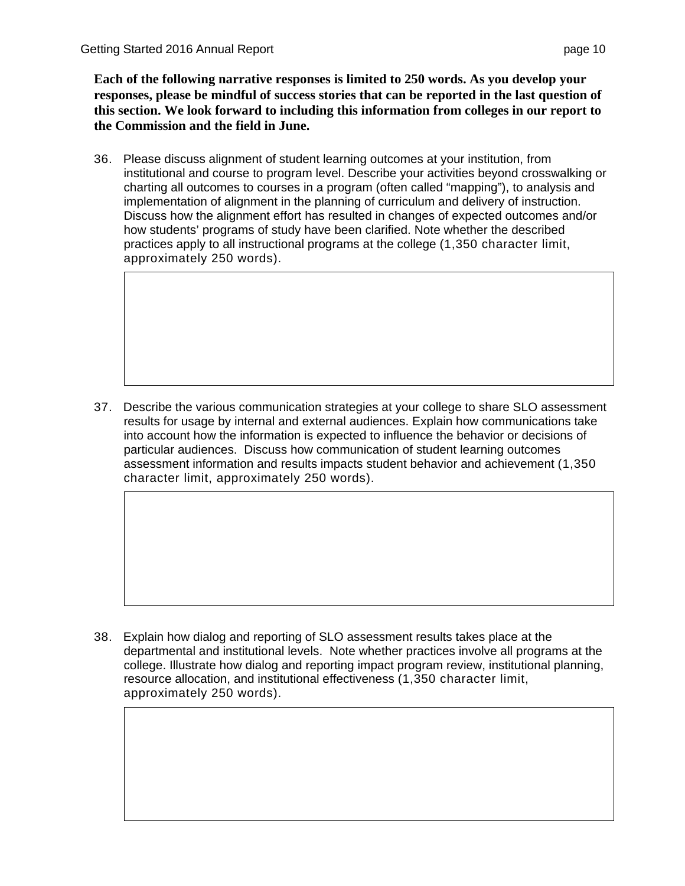**Each of the following narrative responses is limited to 250 words. As you develop your responses, please be mindful of success stories that can be reported in the last question of this section. We look forward to including this information from colleges in our report to the Commission and the field in June.**

36. Please discuss alignment of student learning outcomes at your institution, from institutional and course to program level. Describe your activities beyond crosswalking or charting all outcomes to courses in a program (often called "mapping"), to analysis and implementation of alignment in the planning of curriculum and delivery of instruction. Discuss how the alignment effort has resulted in changes of expected outcomes and/or how students' programs of study have been clarified. Note whether the described practices apply to all instructional programs at the college (1,350 character limit, approximately 250 words).

| |
|---|
| |

37. Describe the various communication strategies at your college to share SLO assessment results for usage by internal and external audiences. Explain how communications take into account how the information is expected to influence the behavior or decisions of particular audiences. Discuss how communication of student learning outcomes assessment information and results impacts student behavior and achievement (1,350 character limit, approximately 250 words).

| |
|---|
| |

38. Explain how dialog and reporting of SLO assessment results takes place at the departmental and institutional levels. Note whether practices involve all programs at the college. Illustrate how dialog and reporting impact program review, institutional planning, resource allocation, and institutional effectiveness (1,350 character limit, approximately 250 words).

| |
|---|
| |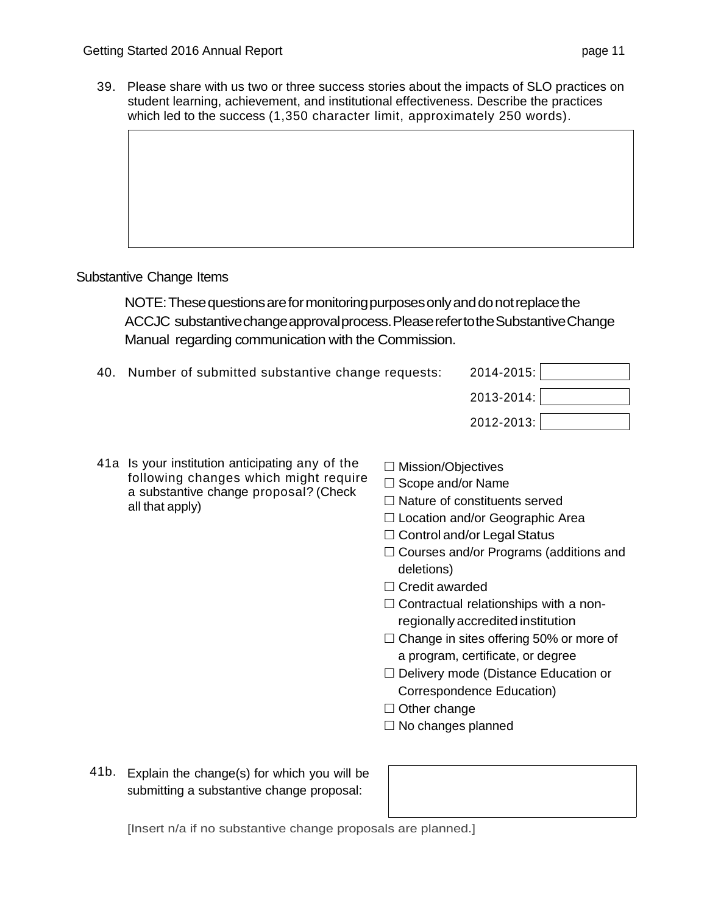39. Please share with us two or three success stories about the impacts of SLO practices on student learning, achievement, and institutional effectiveness. Describe the practices which led to the success (1,350 character limit, approximately 250 words).

## Substantive Change Items

NOTE: These questions are for monitoring purposes only and do not replace the ACCJC substantive change approval process. Please refer to the Substantive Change Manual regarding communication with the Commission.

40. Number of submitted substantive change requests:

| | |
|---|---|
| 2014-2015: | |
| 2013-2014: | |
| 2012-2013: | |

41a Is your institution anticipating any of the following changes which might require a substantive change proposal? (Check all that apply)

- ☐ Mission/Objectives
- ☐ Scope and/or Name
- ☐ Nature of constituents served
- ☐ Location and/or Geographic Area
- ☐ Control and/or Legal Status
- ☐ Courses and/or Programs (additions and deletions)
- ☐ Credit awarded
- ☐ Contractual relationships with a non-regionally accredited institution
- ☐ Change in sites offering 50% or more of a program, certificate, or degree
- ☐ Delivery mode (Distance Education or Correspondence Education)
- ☐ Other change
- ☐ No changes planned

41b. Explain the change(s) for which you will be submitting a substantive change proposal:

[Insert n/a if no substantive change proposals are planned.]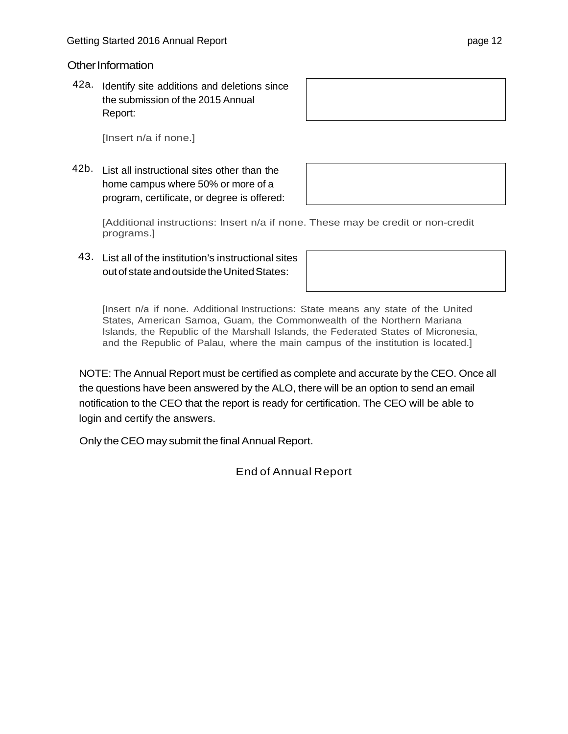## Other Information

42a. Identify site additions and deletions since the submission of the 2015 Annual Report:

[Insert n/a if none.]

42b. List all instructional sites other than the home campus where 50% or more of a program, certificate, or degree is offered:

[Additional instructions: Insert n/a if none. These may be credit or non-credit programs.]

43. List all of the institution's instructional sites out of state and outside the United States:

[Insert n/a if none. Additional Instructions: State means any state of the United States, American Samoa, Guam, the Commonwealth of the Northern Mariana Islands, the Republic of the Marshall Islands, the Federated States of Micronesia, and the Republic of Palau, where the main campus of the institution is located.]

NOTE: The Annual Report must be certified as complete and accurate by the CEO. Once all the questions have been answered by the ALO, there will be an option to send an email notification to the CEO that the report is ready for certification. The CEO will be able to login and certify the answers.

Only the CEO may submit the final Annual Report.

End of Annual Report